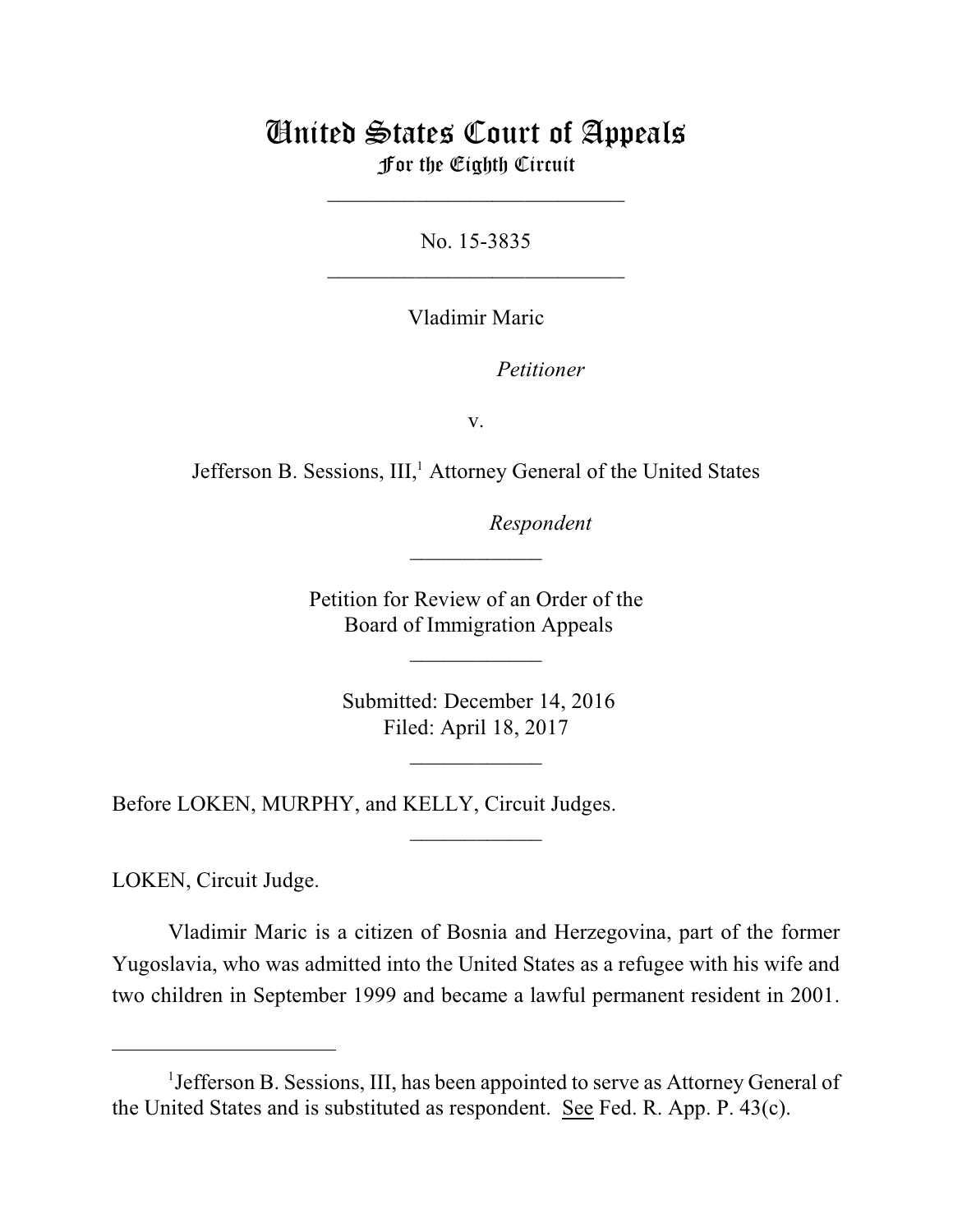# United States Court of Appeals
## For the Eighth Circuit

---

No. 15-3835

---

Vladimir Maric

*Petitioner*

v.

Jefferson B. Sessions, III,[1] Attorney General of the United States

*Respondent*

---

Petition for Review of an Order of the
Board of Immigration Appeals

---

Submitted: December 14, 2016
Filed: April 18, 2017

---

Before LOKEN, MURPHY, and KELLY, Circuit Judges.

---

LOKEN, Circuit Judge.

Vladimir Maric is a citizen of Bosnia and Herzegovina, part of the former Yugoslavia, who was admitted into the United States as a refugee with his wife and two children in September 1999 and became a lawful permanent resident in 2001.

---

[1] Jefferson B. Sessions, III, has been appointed to serve as Attorney General of the United States and is substituted as respondent. See Fed. R. App. P. 43(c).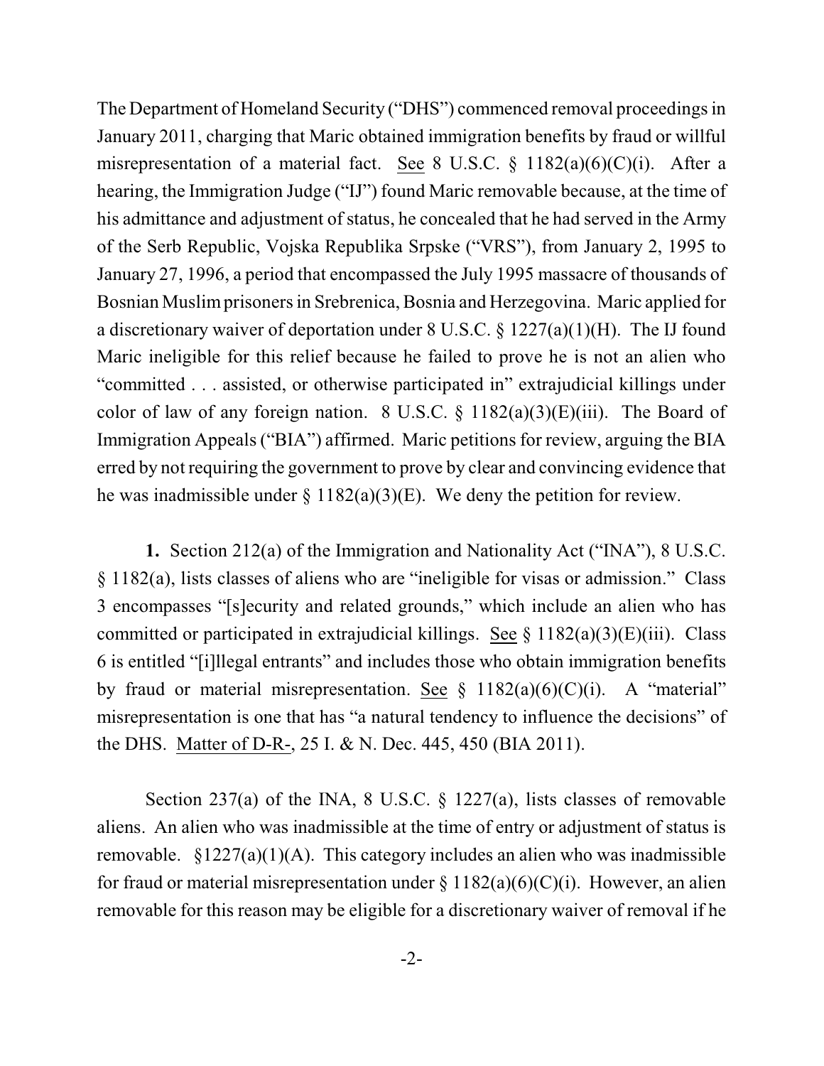The Department of Homeland Security ("DHS") commenced removal proceedings in January 2011, charging that Maric obtained immigration benefits by fraud or willful misrepresentation of a material fact. See 8 U.S.C. § 1182(a)(6)(C)(i). After a hearing, the Immigration Judge ("IJ") found Maric removable because, at the time of his admittance and adjustment of status, he concealed that he had served in the Army of the Serb Republic, Vojska Republika Srpske ("VRS"), from January 2, 1995 to January 27, 1996, a period that encompassed the July 1995 massacre of thousands of Bosnian Muslim prisoners in Srebrenica, Bosnia and Herzegovina. Maric applied for a discretionary waiver of deportation under 8 U.S.C. § 1227(a)(1)(H). The IJ found Maric ineligible for this relief because he failed to prove he is not an alien who "committed . . . assisted, or otherwise participated in" extrajudicial killings under color of law of any foreign nation. 8 U.S.C. § 1182(a)(3)(E)(iii). The Board of Immigration Appeals ("BIA") affirmed. Maric petitions for review, arguing the BIA erred by not requiring the government to prove by clear and convincing evidence that he was inadmissible under § 1182(a)(3)(E). We deny the petition for review.

**1.** Section 212(a) of the Immigration and Nationality Act ("INA"), 8 U.S.C. § 1182(a), lists classes of aliens who are "ineligible for visas or admission." Class 3 encompasses "[s]ecurity and related grounds," which include an alien who has committed or participated in extrajudicial killings. See § 1182(a)(3)(E)(iii). Class 6 is entitled "[i]llegal entrants" and includes those who obtain immigration benefits by fraud or material misrepresentation. See § 1182(a)(6)(C)(i). A "material" misrepresentation is one that has "a natural tendency to influence the decisions" of the DHS. Matter of D-R-, 25 I. & N. Dec. 445, 450 (BIA 2011).

Section 237(a) of the INA, 8 U.S.C. § 1227(a), lists classes of removable aliens. An alien who was inadmissible at the time of entry or adjustment of status is removable. §1227(a)(1)(A). This category includes an alien who was inadmissible for fraud or material misrepresentation under § 1182(a)(6)(C)(i). However, an alien removable for this reason may be eligible for a discretionary waiver of removal if he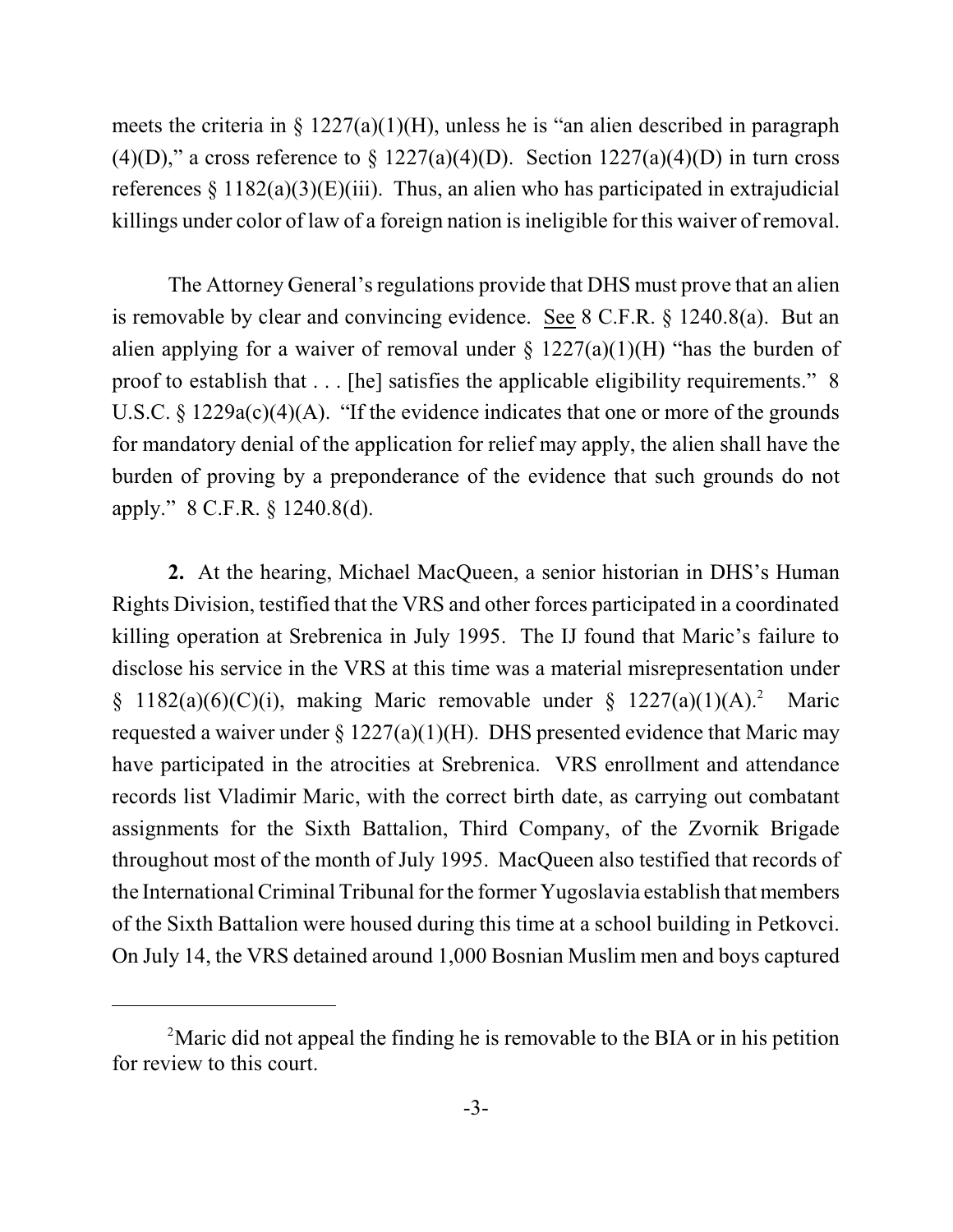meets the criteria in § 1227(a)(1)(H), unless he is "an alien described in paragraph (4)(D)," a cross reference to § 1227(a)(4)(D). Section 1227(a)(4)(D) in turn cross references § 1182(a)(3)(E)(iii). Thus, an alien who has participated in extrajudicial killings under color of law of a foreign nation is ineligible for this waiver of removal.

The Attorney General's regulations provide that DHS must prove that an alien is removable by clear and convincing evidence. See 8 C.F.R. § 1240.8(a). But an alien applying for a waiver of removal under § 1227(a)(1)(H) "has the burden of proof to establish that . . . [he] satisfies the applicable eligibility requirements." 8 U.S.C. § 1229a(c)(4)(A). "If the evidence indicates that one or more of the grounds for mandatory denial of the application for relief may apply, the alien shall have the burden of proving by a preponderance of the evidence that such grounds do not apply." 8 C.F.R. § 1240.8(d).

**2.** At the hearing, Michael MacQueen, a senior historian in DHS's Human Rights Division, testified that the VRS and other forces participated in a coordinated killing operation at Srebrenica in July 1995. The IJ found that Maric's failure to disclose his service in the VRS at this time was a material misrepresentation under § 1182(a)(6)(C)(i), making Maric removable under § 1227(a)(1)(A).[2] Maric requested a waiver under § 1227(a)(1)(H). DHS presented evidence that Maric may have participated in the atrocities at Srebrenica. VRS enrollment and attendance records list Vladimir Maric, with the correct birth date, as carrying out combatant assignments for the Sixth Battalion, Third Company, of the Zvornik Brigade throughout most of the month of July 1995. MacQueen also testified that records of the International Criminal Tribunal for the former Yugoslavia establish that members of the Sixth Battalion were housed during this time at a school building in Petkovci. On July 14, the VRS detained around 1,000 Bosnian Muslim men and boys captured

[2] Maric did not appeal the finding he is removable to the BIA or in his petition for review to this court.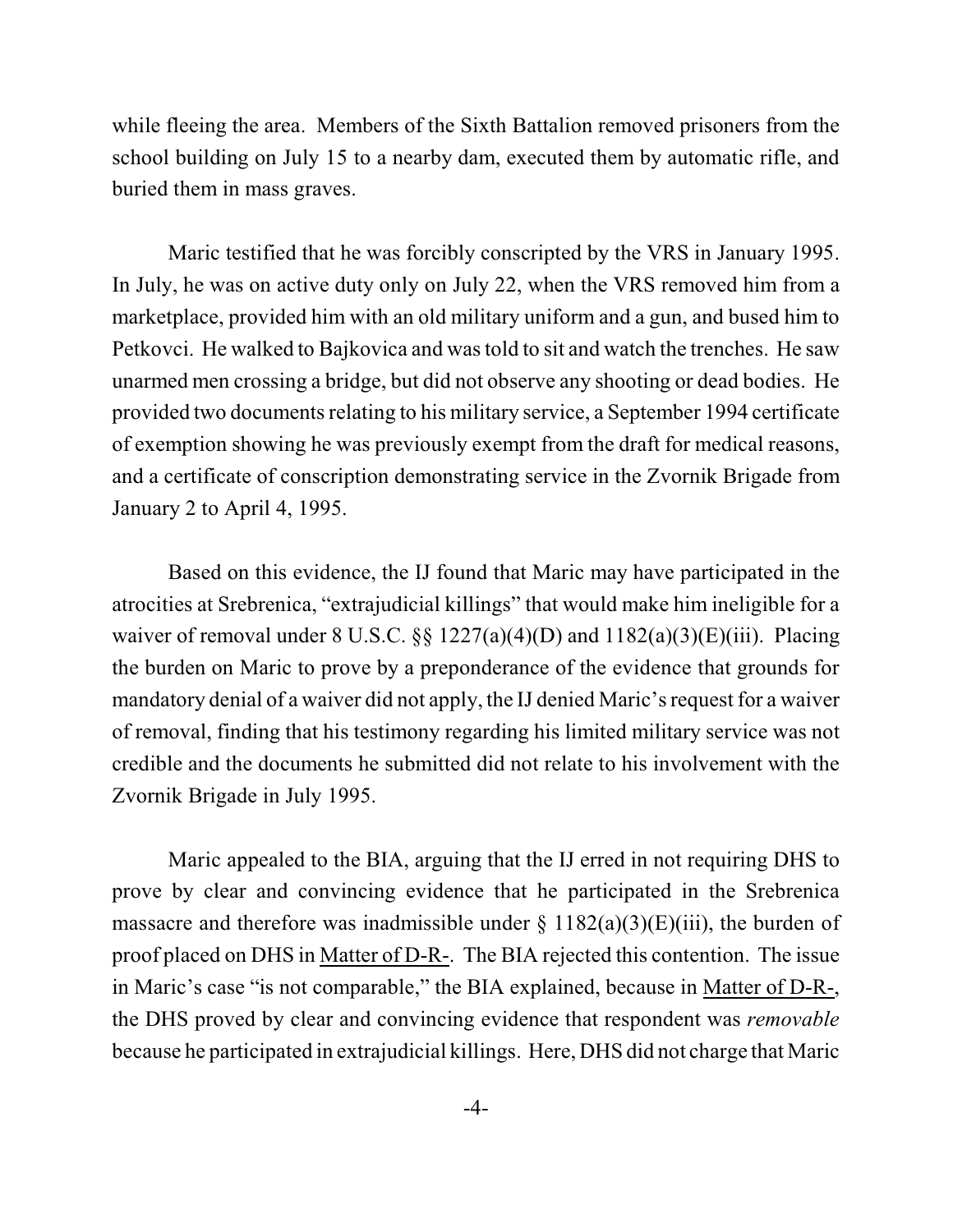while fleeing the area. Members of the Sixth Battalion removed prisoners from the school building on July 15 to a nearby dam, executed them by automatic rifle, and buried them in mass graves.

Maric testified that he was forcibly conscripted by the VRS in January 1995. In July, he was on active duty only on July 22, when the VRS removed him from a marketplace, provided him with an old military uniform and a gun, and bused him to Petkovci. He walked to Bajkovica and was told to sit and watch the trenches. He saw unarmed men crossing a bridge, but did not observe any shooting or dead bodies. He provided two documents relating to his military service, a September 1994 certificate of exemption showing he was previously exempt from the draft for medical reasons, and a certificate of conscription demonstrating service in the Zvornik Brigade from January 2 to April 4, 1995.

Based on this evidence, the IJ found that Maric may have participated in the atrocities at Srebrenica, "extrajudicial killings" that would make him ineligible for a waiver of removal under 8 U.S.C. §§ 1227(a)(4)(D) and 1182(a)(3)(E)(iii). Placing the burden on Maric to prove by a preponderance of the evidence that grounds for mandatory denial of a waiver did not apply, the IJ denied Maric's request for a waiver of removal, finding that his testimony regarding his limited military service was not credible and the documents he submitted did not relate to his involvement with the Zvornik Brigade in July 1995.

Maric appealed to the BIA, arguing that the IJ erred in not requiring DHS to prove by clear and convincing evidence that he participated in the Srebrenica massacre and therefore was inadmissible under § 1182(a)(3)(E)(iii), the burden of proof placed on DHS in Matter of D-R-. The BIA rejected this contention. The issue in Maric's case "is not comparable," the BIA explained, because in Matter of D-R-, the DHS proved by clear and convincing evidence that respondent was *removable* because he participated in extrajudicial killings. Here, DHS did not charge that Maric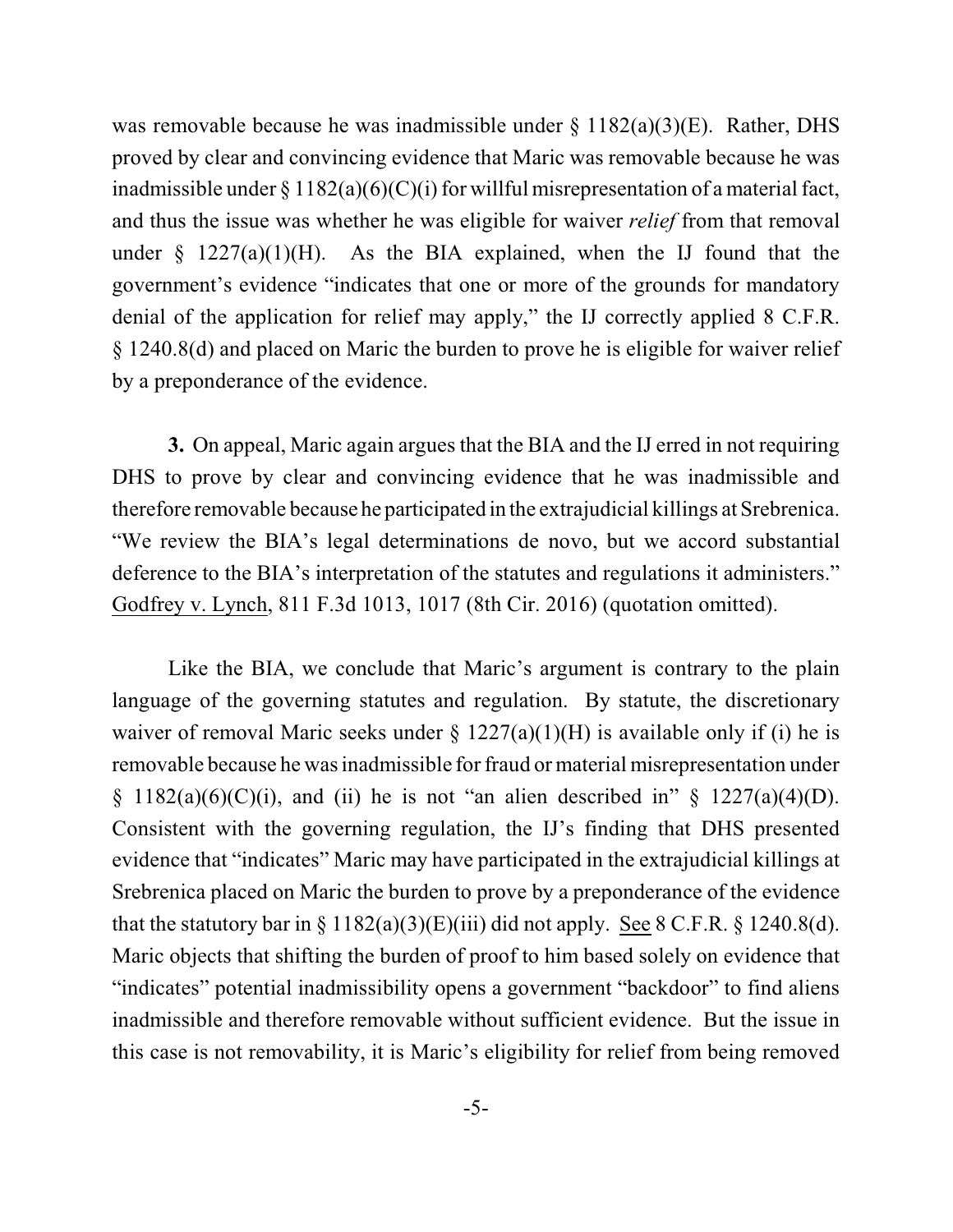was removable because he was inadmissible under § 1182(a)(3)(E). Rather, DHS proved by clear and convincing evidence that Maric was removable because he was inadmissible under § 1182(a)(6)(C)(i) for willful misrepresentation of a material fact, and thus the issue was whether he was eligible for waiver *relief* from that removal under § 1227(a)(1)(H). As the BIA explained, when the IJ found that the government's evidence "indicates that one or more of the grounds for mandatory denial of the application for relief may apply," the IJ correctly applied 8 C.F.R. § 1240.8(d) and placed on Maric the burden to prove he is eligible for waiver relief by a preponderance of the evidence.

**3.** On appeal, Maric again argues that the BIA and the IJ erred in not requiring DHS to prove by clear and convincing evidence that he was inadmissible and therefore removable because he participated in the extrajudicial killings at Srebrenica. "We review the BIA's legal determinations de novo, but we accord substantial deference to the BIA's interpretation of the statutes and regulations it administers." Godfrey v. Lynch, 811 F.3d 1013, 1017 (8th Cir. 2016) (quotation omitted).

Like the BIA, we conclude that Maric's argument is contrary to the plain language of the governing statutes and regulation. By statute, the discretionary waiver of removal Maric seeks under § 1227(a)(1)(H) is available only if (i) he is removable because he was inadmissible for fraud or material misrepresentation under § 1182(a)(6)(C)(i), and (ii) he is not "an alien described in" § 1227(a)(4)(D). Consistent with the governing regulation, the IJ's finding that DHS presented evidence that "indicates" Maric may have participated in the extrajudicial killings at Srebrenica placed on Maric the burden to prove by a preponderance of the evidence that the statutory bar in § 1182(a)(3)(E)(iii) did not apply. See 8 C.F.R. § 1240.8(d). Maric objects that shifting the burden of proof to him based solely on evidence that "indicates" potential inadmissibility opens a government "backdoor" to find aliens inadmissible and therefore removable without sufficient evidence. But the issue in this case is not removability, it is Maric's eligibility for relief from being removed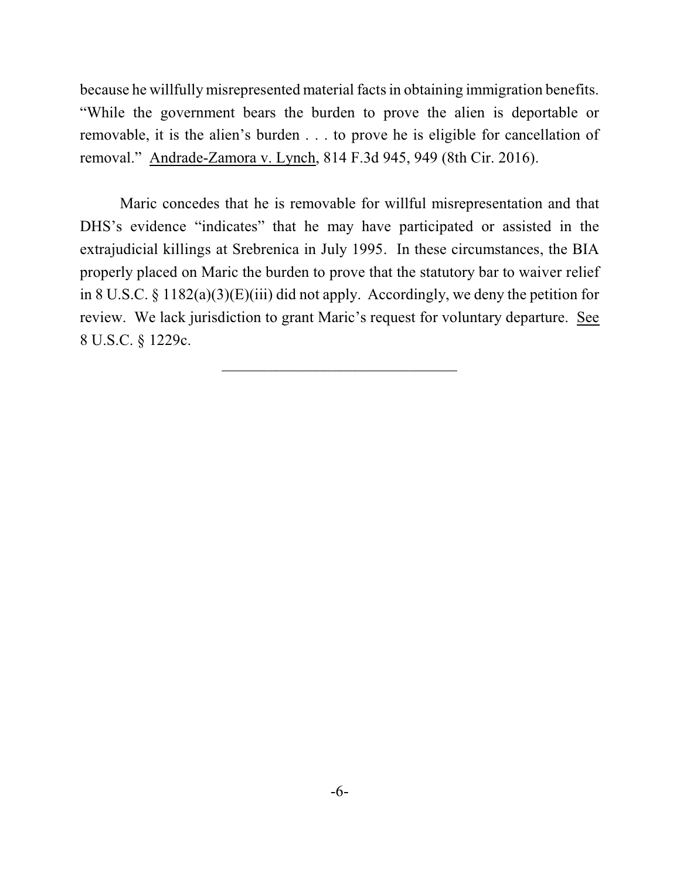because he willfully misrepresented material facts in obtaining immigration benefits. "While the government bears the burden to prove the alien is deportable or removable, it is the alien's burden . . . to prove he is eligible for cancellation of removal." Andrade-Zamora v. Lynch, 814 F.3d 945, 949 (8th Cir. 2016).

Maric concedes that he is removable for willful misrepresentation and that DHS's evidence "indicates" that he may have participated or assisted in the extrajudicial killings at Srebrenica in July 1995. In these circumstances, the BIA properly placed on Maric the burden to prove that the statutory bar to waiver relief in 8 U.S.C. § 1182(a)(3)(E)(iii) did not apply. Accordingly, we deny the petition for review. We lack jurisdiction to grant Maric's request for voluntary departure. See 8 U.S.C. § 1229c.

______________________________